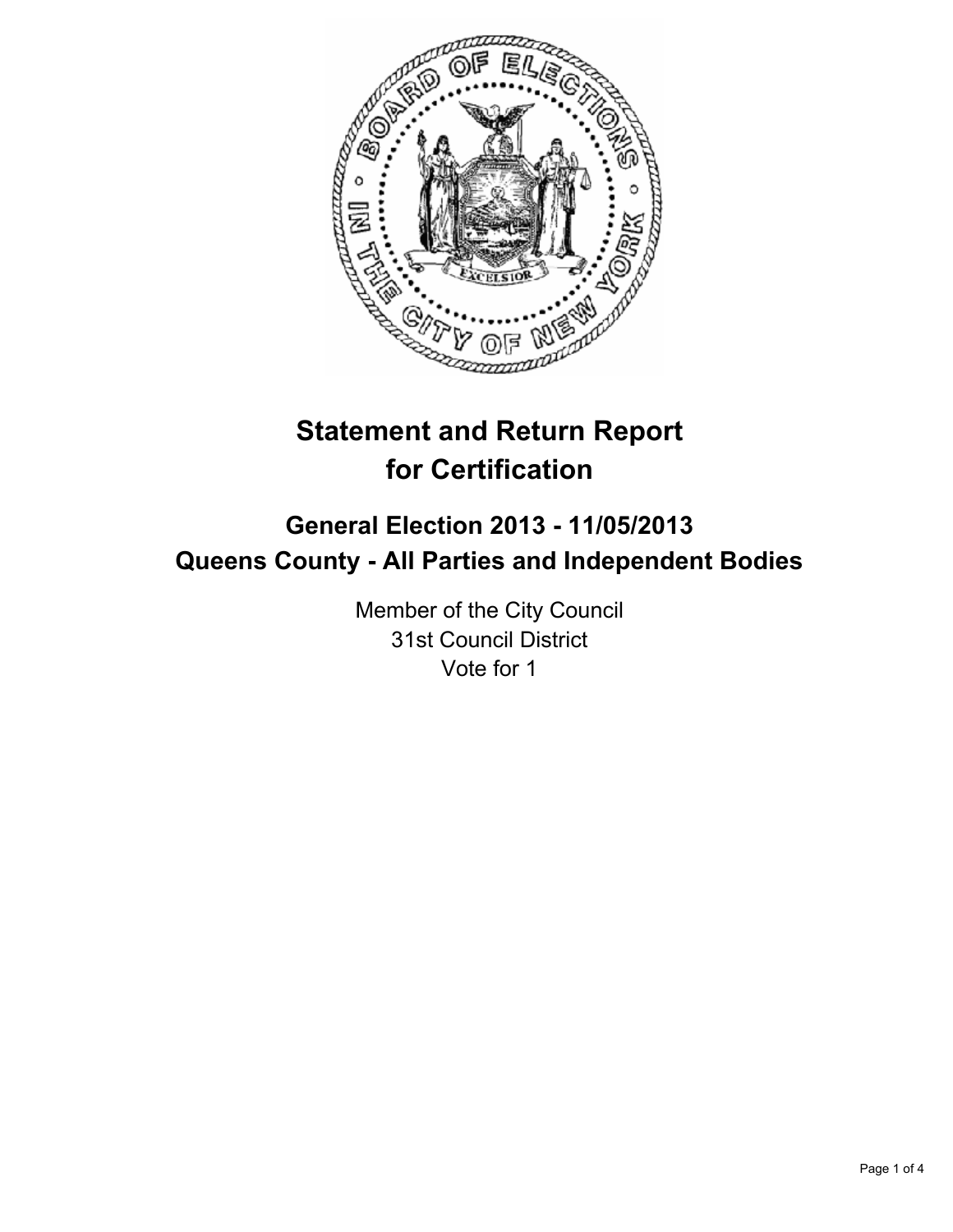# Statement and Return Report for Certification

## General Election 2013 - 11/05/2013
## Queens County - All Parties and Independent Bodies

Member of the City Council
31st Council District
Vote for 1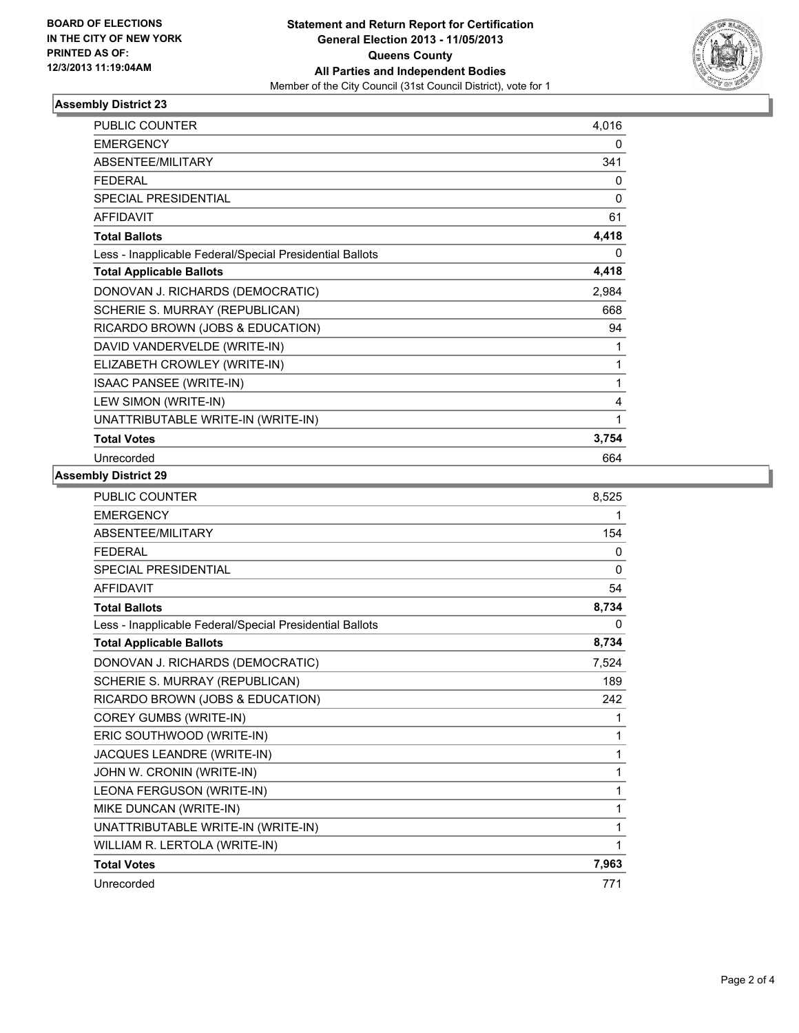**BOARD OF ELECTIONS IN THE CITY OF NEW YORK PRINTED AS OF: 12/3/2013 11:19:04AM**

**Statement and Return Report for Certification**
**General Election 2013 - 11/05/2013**
**Queens County**
**All Parties and Independent Bodies**
Member of the City Council (31st Council District), vote for 1

## Assembly District 23

| | |
|---|---|
| PUBLIC COUNTER | 4,016 |
| EMERGENCY | 0 |
| ABSENTEE/MILITARY | 341 |
| FEDERAL | 0 |
| SPECIAL PRESIDENTIAL | 0 |
| AFFIDAVIT | 61 |
| **Total Ballots** | **4,418** |
| Less - Inapplicable Federal/Special Presidential Ballots | 0 |
| **Total Applicable Ballots** | **4,418** |
| DONOVAN J. RICHARDS (DEMOCRATIC) | 2,984 |
| SCHERIE S. MURRAY (REPUBLICAN) | 668 |
| RICARDO BROWN (JOBS & EDUCATION) | 94 |
| DAVID VANDERVELDE (WRITE-IN) | 1 |
| ELIZABETH CROWLEY (WRITE-IN) | 1 |
| ISAAC PANSEE (WRITE-IN) | 1 |
| LEW SIMON (WRITE-IN) | 4 |
| UNATTRIBUTABLE WRITE-IN (WRITE-IN) | 1 |
| **Total Votes** | **3,754** |
| Unrecorded | 664 |

## Assembly District 29

| | |
|---|---|
| PUBLIC COUNTER | 8,525 |
| EMERGENCY | 1 |
| ABSENTEE/MILITARY | 154 |
| FEDERAL | 0 |
| SPECIAL PRESIDENTIAL | 0 |
| AFFIDAVIT | 54 |
| **Total Ballots** | **8,734** |
| Less - Inapplicable Federal/Special Presidential Ballots | 0 |
| **Total Applicable Ballots** | **8,734** |
| DONOVAN J. RICHARDS (DEMOCRATIC) | 7,524 |
| SCHERIE S. MURRAY (REPUBLICAN) | 189 |
| RICARDO BROWN (JOBS & EDUCATION) | 242 |
| COREY GUMBS (WRITE-IN) | 1 |
| ERIC SOUTHWOOD (WRITE-IN) | 1 |
| JACQUES LEANDRE (WRITE-IN) | 1 |
| JOHN W. CRONIN (WRITE-IN) | 1 |
| LEONA FERGUSON (WRITE-IN) | 1 |
| MIKE DUNCAN (WRITE-IN) | 1 |
| UNATTRIBUTABLE WRITE-IN (WRITE-IN) | 1 |
| WILLIAM R. LERTOLA (WRITE-IN) | 1 |
| **Total Votes** | **7,963** |
| Unrecorded | 771 |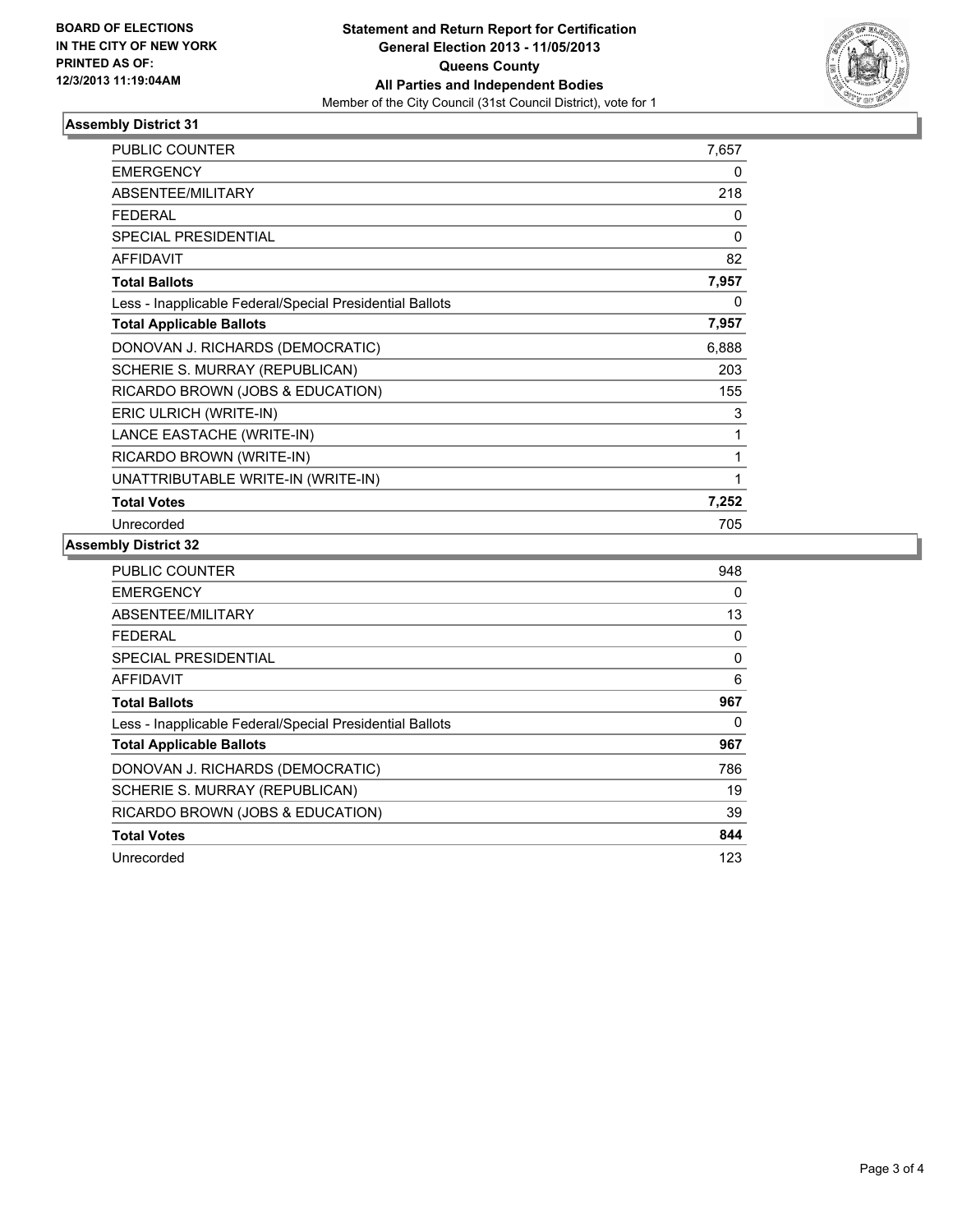**BOARD OF ELECTIONS IN THE CITY OF NEW YORK PRINTED AS OF: 12/3/2013 11:19:04AM**

# Statement and Return Report for Certification
## General Election 2013 - 11/05/2013
## Queens County
## All Parties and Independent Bodies

Member of the City Council (31st Council District), vote for 1

### Assembly District 31

| | |
|---|---|
| PUBLIC COUNTER | 7,657 |
| EMERGENCY | 0 |
| ABSENTEE/MILITARY | 218 |
| FEDERAL | 0 |
| SPECIAL PRESIDENTIAL | 0 |
| AFFIDAVIT | 82 |
| **Total Ballots** | **7,957** |
| Less - Inapplicable Federal/Special Presidential Ballots | 0 |
| **Total Applicable Ballots** | **7,957** |
| DONOVAN J. RICHARDS (DEMOCRATIC) | 6,888 |
| SCHERIE S. MURRAY (REPUBLICAN) | 203 |
| RICARDO BROWN (JOBS & EDUCATION) | 155 |
| ERIC ULRICH (WRITE-IN) | 3 |
| LANCE EASTACHE (WRITE-IN) | 1 |
| RICARDO BROWN (WRITE-IN) | 1 |
| UNATTRIBUTABLE WRITE-IN (WRITE-IN) | 1 |
| **Total Votes** | **7,252** |
| Unrecorded | 705 |

### Assembly District 32

| | |
|---|---|
| PUBLIC COUNTER | 948 |
| EMERGENCY | 0 |
| ABSENTEE/MILITARY | 13 |
| FEDERAL | 0 |
| SPECIAL PRESIDENTIAL | 0 |
| AFFIDAVIT | 6 |
| **Total Ballots** | **967** |
| Less - Inapplicable Federal/Special Presidential Ballots | 0 |
| **Total Applicable Ballots** | **967** |
| DONOVAN J. RICHARDS (DEMOCRATIC) | 786 |
| SCHERIE S. MURRAY (REPUBLICAN) | 19 |
| RICARDO BROWN (JOBS & EDUCATION) | 39 |
| **Total Votes** | **844** |
| Unrecorded | 123 |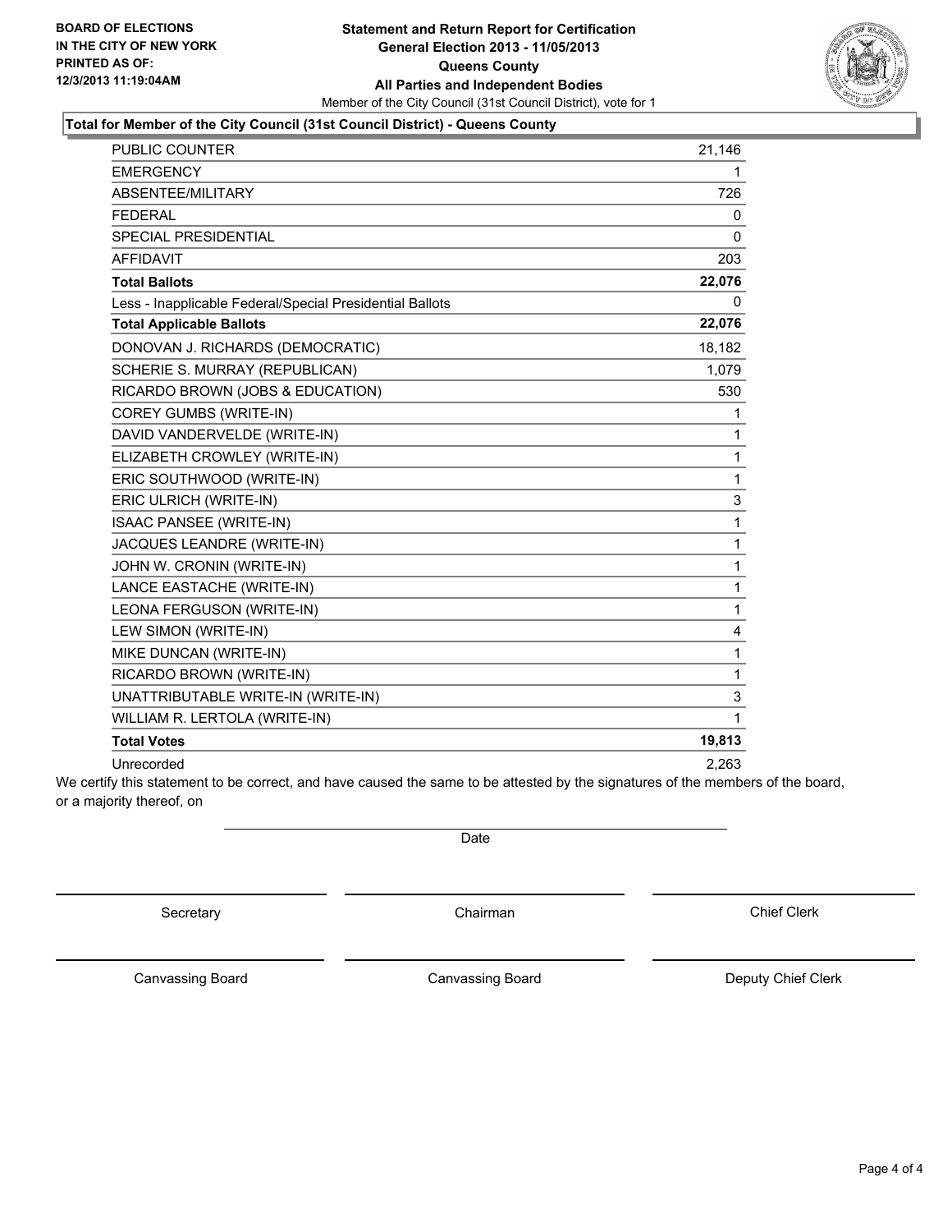**BOARD OF ELECTIONS IN THE CITY OF NEW YORK PRINTED AS OF: 12/3/2013 11:19:04AM**

# Statement and Return Report for Certification
## General Election 2013 - 11/05/2013
## Queens County
## All Parties and Independent Bodies

Member of the City Council (31st Council District), vote for 1

### Total for Member of the City Council (31st Council District) - Queens County

| | |
|---|---|
| PUBLIC COUNTER | 21,146 |
| EMERGENCY | 1 |
| ABSENTEE/MILITARY | 726 |
| FEDERAL | 0 |
| SPECIAL PRESIDENTIAL | 0 |
| AFFIDAVIT | 203 |
| **Total Ballots** | **22,076** |
| Less - Inapplicable Federal/Special Presidential Ballots | 0 |
| **Total Applicable Ballots** | **22,076** |
| DONOVAN J. RICHARDS (DEMOCRATIC) | 18,182 |
| SCHERIE S. MURRAY (REPUBLICAN) | 1,079 |
| RICARDO BROWN (JOBS & EDUCATION) | 530 |
| COREY GUMBS (WRITE-IN) | 1 |
| DAVID VANDERVELDE (WRITE-IN) | 1 |
| ELIZABETH CROWLEY (WRITE-IN) | 1 |
| ERIC SOUTHWOOD (WRITE-IN) | 1 |
| ERIC ULRICH (WRITE-IN) | 3 |
| ISAAC PANSEE (WRITE-IN) | 1 |
| JACQUES LEANDRE (WRITE-IN) | 1 |
| JOHN W. CRONIN (WRITE-IN) | 1 |
| LANCE EASTACHE (WRITE-IN) | 1 |
| LEONA FERGUSON (WRITE-IN) | 1 |
| LEW SIMON (WRITE-IN) | 4 |
| MIKE DUNCAN (WRITE-IN) | 1 |
| RICARDO BROWN (WRITE-IN) | 1 |
| UNATTRIBUTABLE WRITE-IN (WRITE-IN) | 3 |
| WILLIAM R. LERTOLA (WRITE-IN) | 1 |
| **Total Votes** | **19,813** |
| Unrecorded | 2,263 |

We certify this statement to be correct, and have caused the same to be attested by the signatures of the members of the board, or a majority thereof, on

Date

Secretary

Chairman

Chief Clerk

Canvassing Board

Canvassing Board

Deputy Chief Clerk